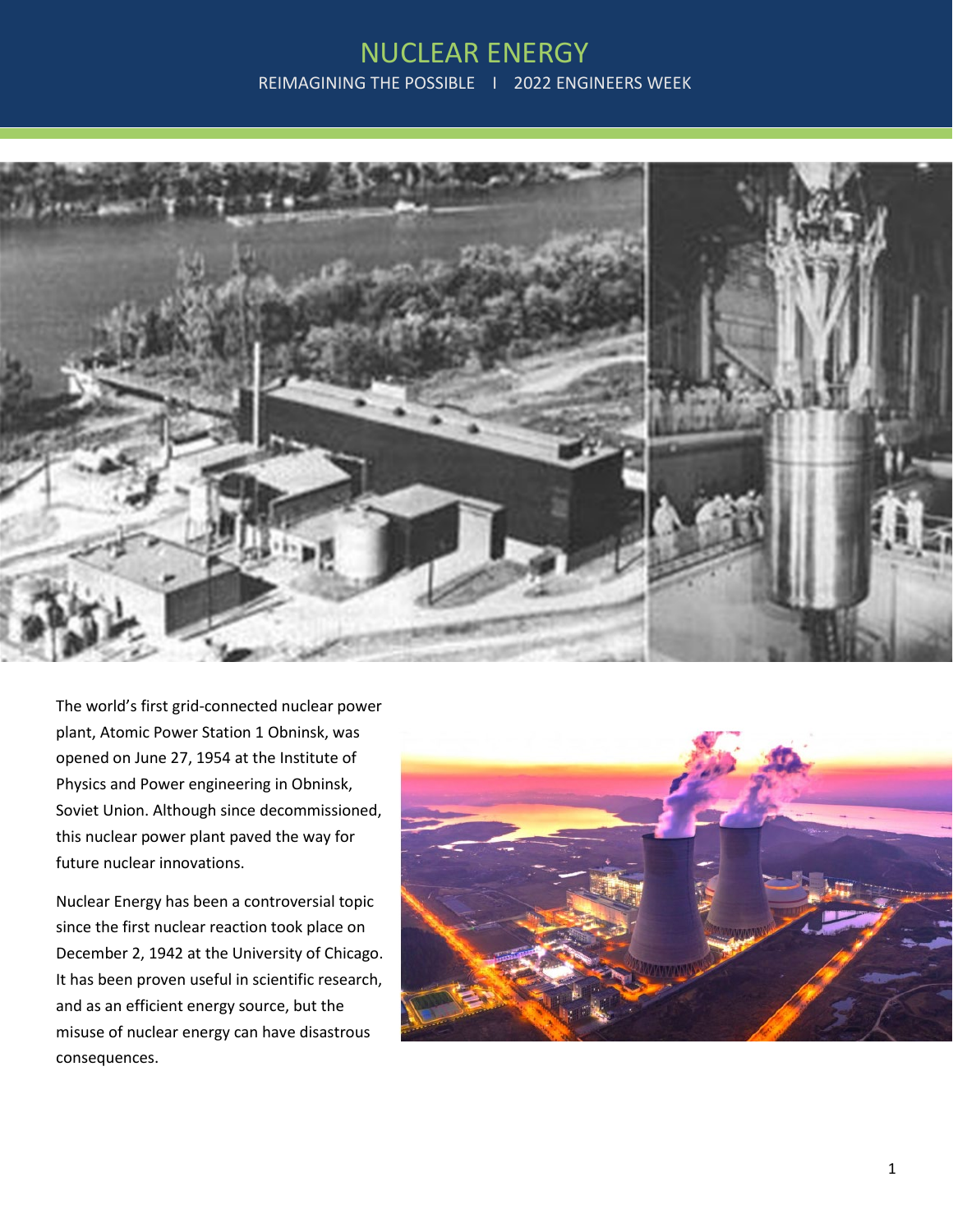# NUCLEAR ENERGY

REIMAGINING THE POSSIBLE | 2022 ENGINEERS WEEK

The world's first grid-connected nuclear power plant, Atomic Power Station 1 Obninsk, was opened on June 27, 1954 at the Institute of Physics and Power engineering in Obninsk, Soviet Union. Although since decommissioned, this nuclear power plant paved the way for future nuclear innovations.

Nuclear Energy has been a controversial topic since the first nuclear reaction took place on December 2, 1942 at the University of Chicago. It has been proven useful in scientific research, and as an efficient energy source, but the misuse of nuclear energy can have disastrous consequences.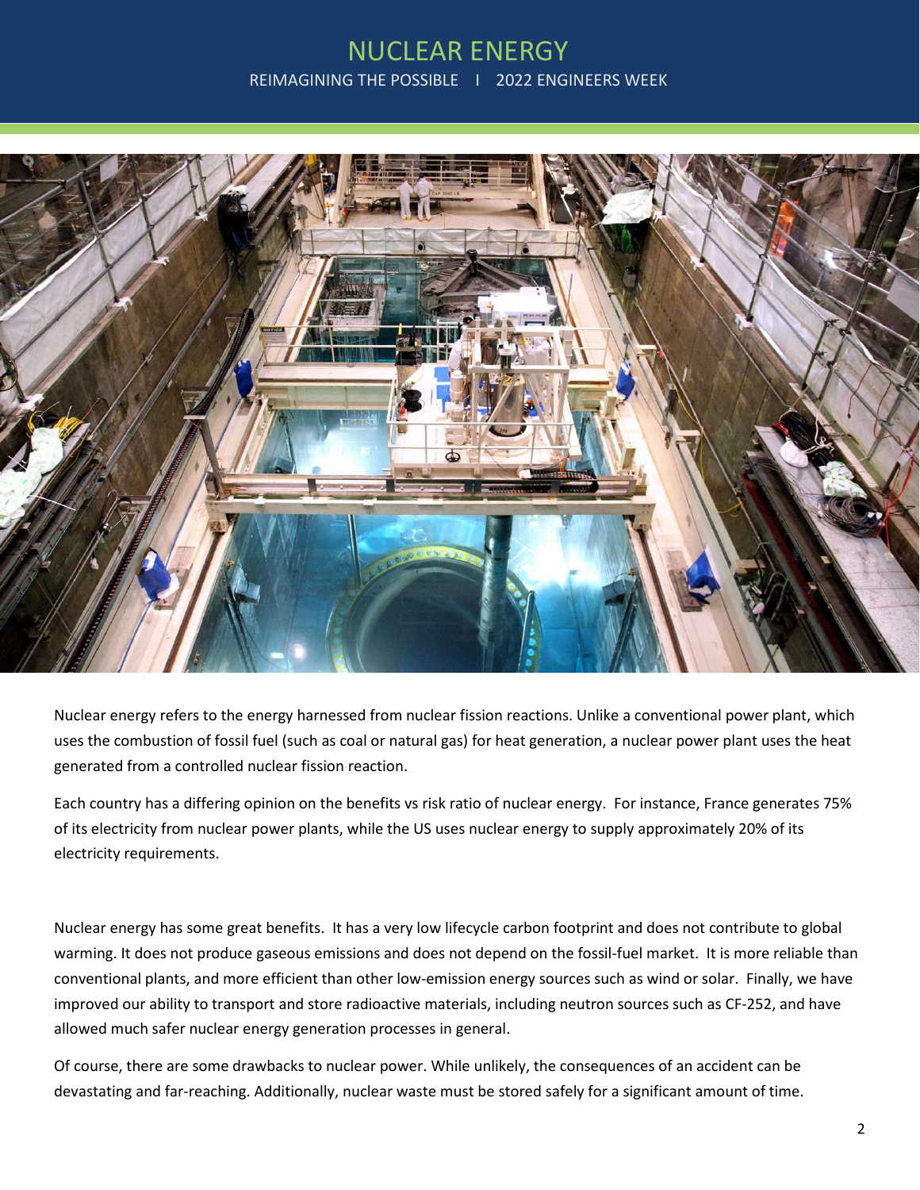# NUCLEAR ENERGY

REIMAGINING THE POSSIBLE | 2022 ENGINEERS WEEK

Nuclear energy refers to the energy harnessed from nuclear fission reactions. Unlike a conventional power plant, which uses the combustion of fossil fuel (such as coal or natural gas) for heat generation, a nuclear power plant uses the heat generated from a controlled nuclear fission reaction.

Each country has a differing opinion on the benefits vs risk ratio of nuclear energy. For instance, France generates 75% of its electricity from nuclear power plants, while the US uses nuclear energy to supply approximately 20% of its electricity requirements.

Nuclear energy has some great benefits. It has a very low lifecycle carbon footprint and does not contribute to global warming. It does not produce gaseous emissions and does not depend on the fossil-fuel market. It is more reliable than conventional plants, and more efficient than other low-emission energy sources such as wind or solar. Finally, we have improved our ability to transport and store radioactive materials, including neutron sources such as CF-252, and have allowed much safer nuclear energy generation processes in general.

Of course, there are some drawbacks to nuclear power. While unlikely, the consequences of an accident can be devastating and far-reaching. Additionally, nuclear waste must be stored safely for a significant amount of time.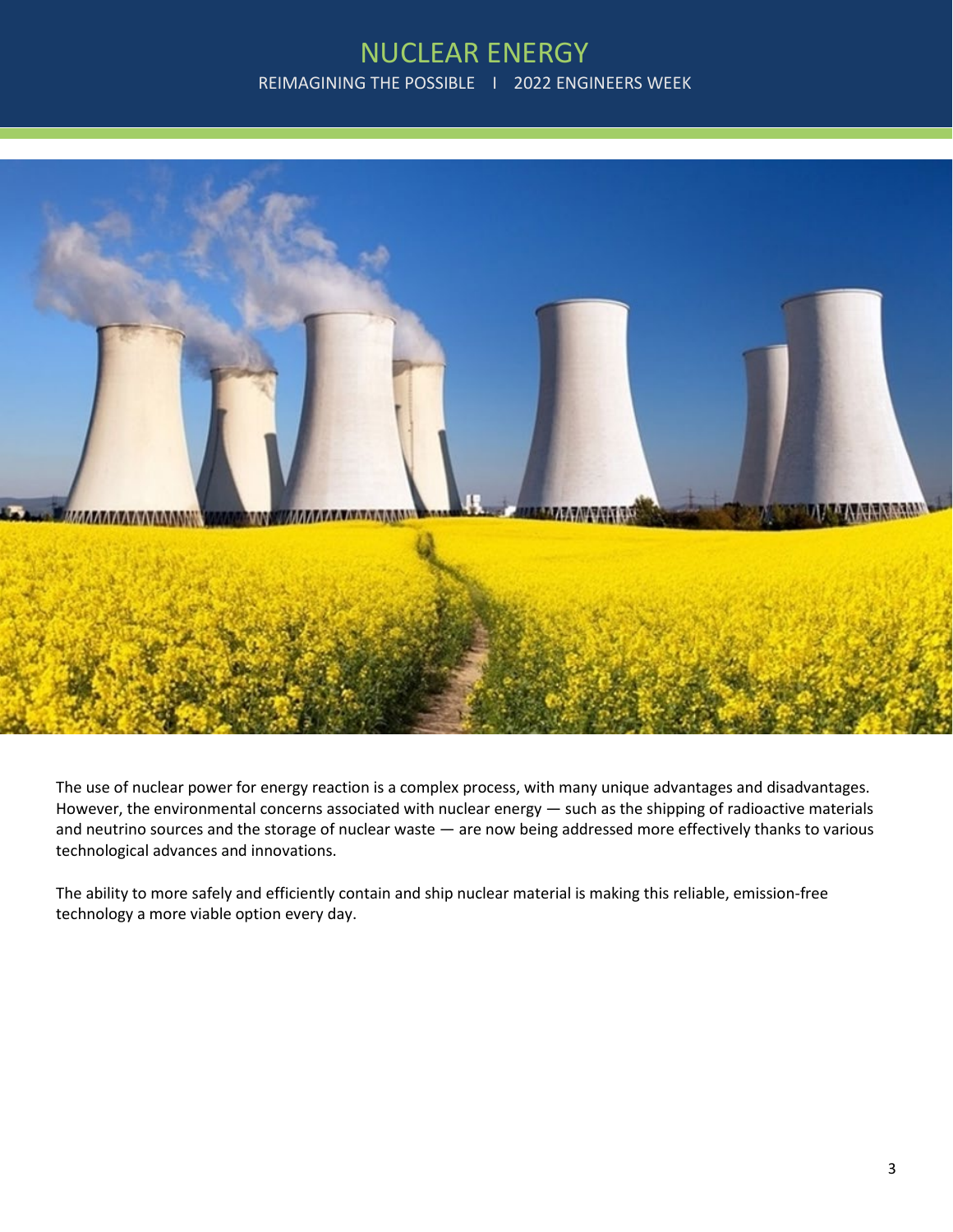# NUCLEAR ENERGY

REIMAGINING THE POSSIBLE I 2022 ENGINEERS WEEK

The use of nuclear power for energy reaction is a complex process, with many unique advantages and disadvantages. However, the environmental concerns associated with nuclear energy — such as the shipping of radioactive materials and neutrino sources and the storage of nuclear waste — are now being addressed more effectively thanks to various technological advances and innovations.

The ability to more safely and efficiently contain and ship nuclear material is making this reliable, emission-free technology a more viable option every day.